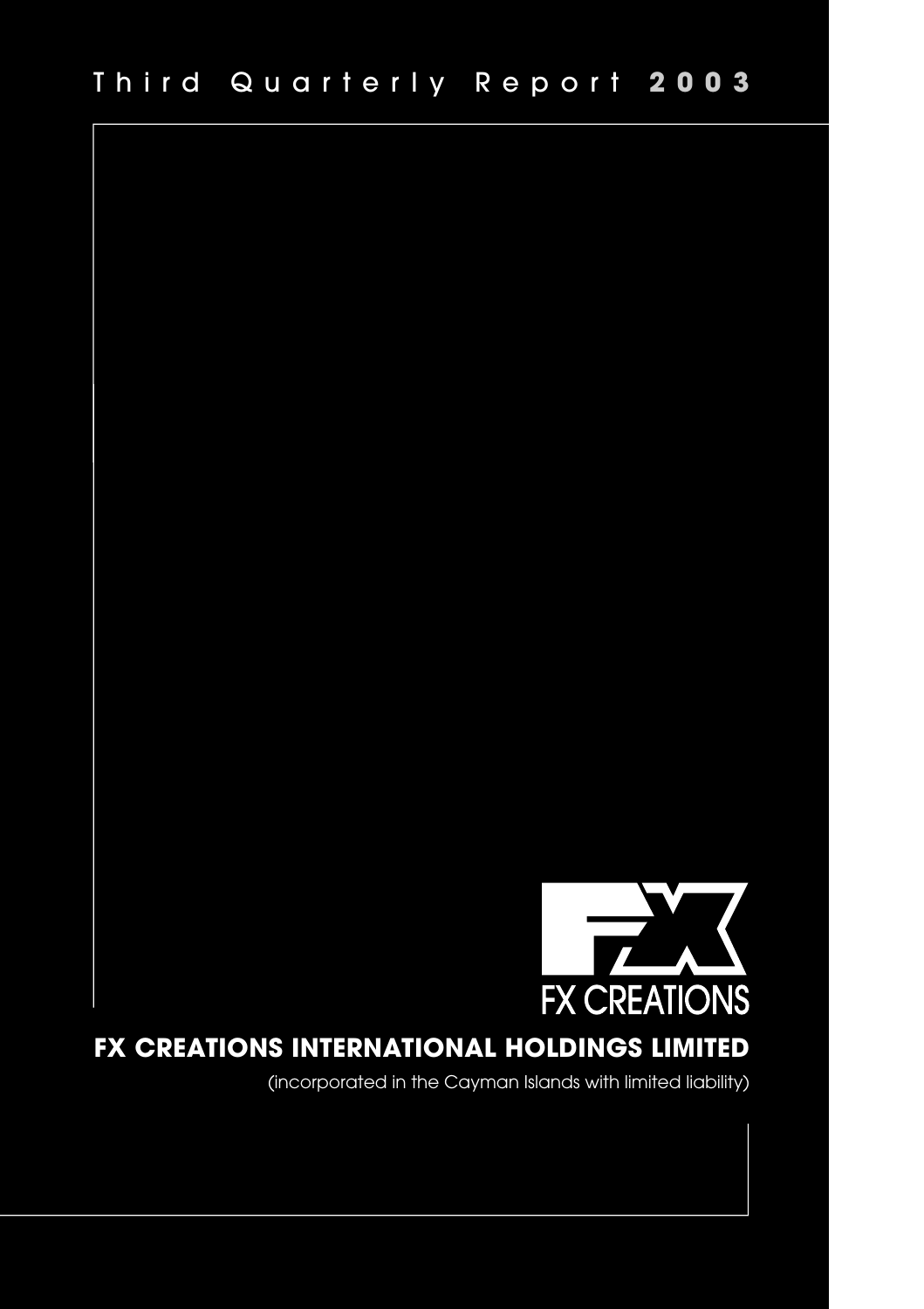# Third Quarterly Report 2003

FX CREATIONS

## FX CREATIONS INTERNATIONAL HOLDINGS LIMITED

(incorporated in the Cayman Islands with limited liability)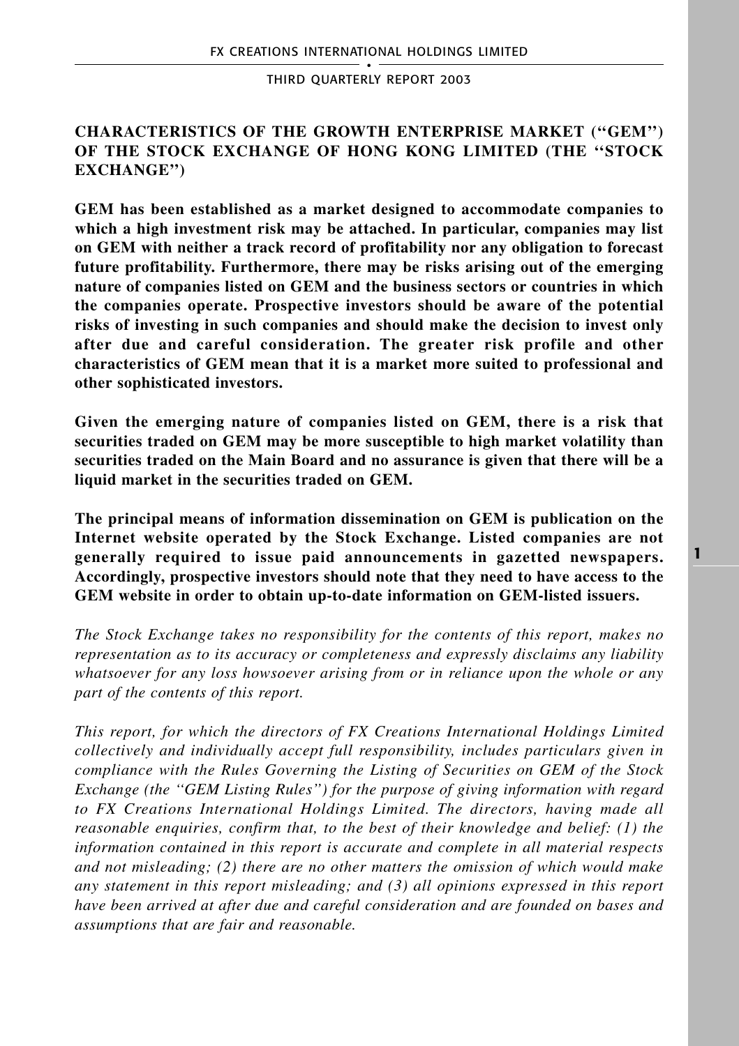## CHARACTERISTICS OF THE GROWTH ENTERPRISE MARKET ("GEM") OF THE STOCK EXCHANGE OF HONG KONG LIMITED (THE "STOCK EXCHANGE")

**GEM has been established as a market designed to accommodate companies to which a high investment risk may be attached. In particular, companies may list on GEM with neither a track record of profitability nor any obligation to forecast future profitability. Furthermore, there may be risks arising out of the emerging nature of companies listed on GEM and the business sectors or countries in which the companies operate. Prospective investors should be aware of the potential risks of investing in such companies and should make the decision to invest only after due and careful consideration. The greater risk profile and other characteristics of GEM mean that it is a market more suited to professional and other sophisticated investors.**

**Given the emerging nature of companies listed on GEM, there is a risk that securities traded on GEM may be more susceptible to high market volatility than securities traded on the Main Board and no assurance is given that there will be a liquid market in the securities traded on GEM.**

**The principal means of information dissemination on GEM is publication on the Internet website operated by the Stock Exchange. Listed companies are not generally required to issue paid announcements in gazetted newspapers. Accordingly, prospective investors should note that they need to have access to the GEM website in order to obtain up-to-date information on GEM-listed issuers.**

*The Stock Exchange takes no responsibility for the contents of this report, makes no representation as to its accuracy or completeness and expressly disclaims any liability whatsoever for any loss howsoever arising from or in reliance upon the whole or any part of the contents of this report.*

*This report, for which the directors of FX Creations International Holdings Limited collectively and individually accept full responsibility, includes particulars given in compliance with the Rules Governing the Listing of Securities on GEM of the Stock Exchange (the "GEM Listing Rules") for the purpose of giving information with regard to FX Creations International Holdings Limited. The directors, having made all reasonable enquiries, confirm that, to the best of their knowledge and belief: (1) the information contained in this report is accurate and complete in all material respects and not misleading; (2) there are no other matters the omission of which would make any statement in this report misleading; and (3) all opinions expressed in this report have been arrived at after due and careful consideration and are founded on bases and assumptions that are fair and reasonable.*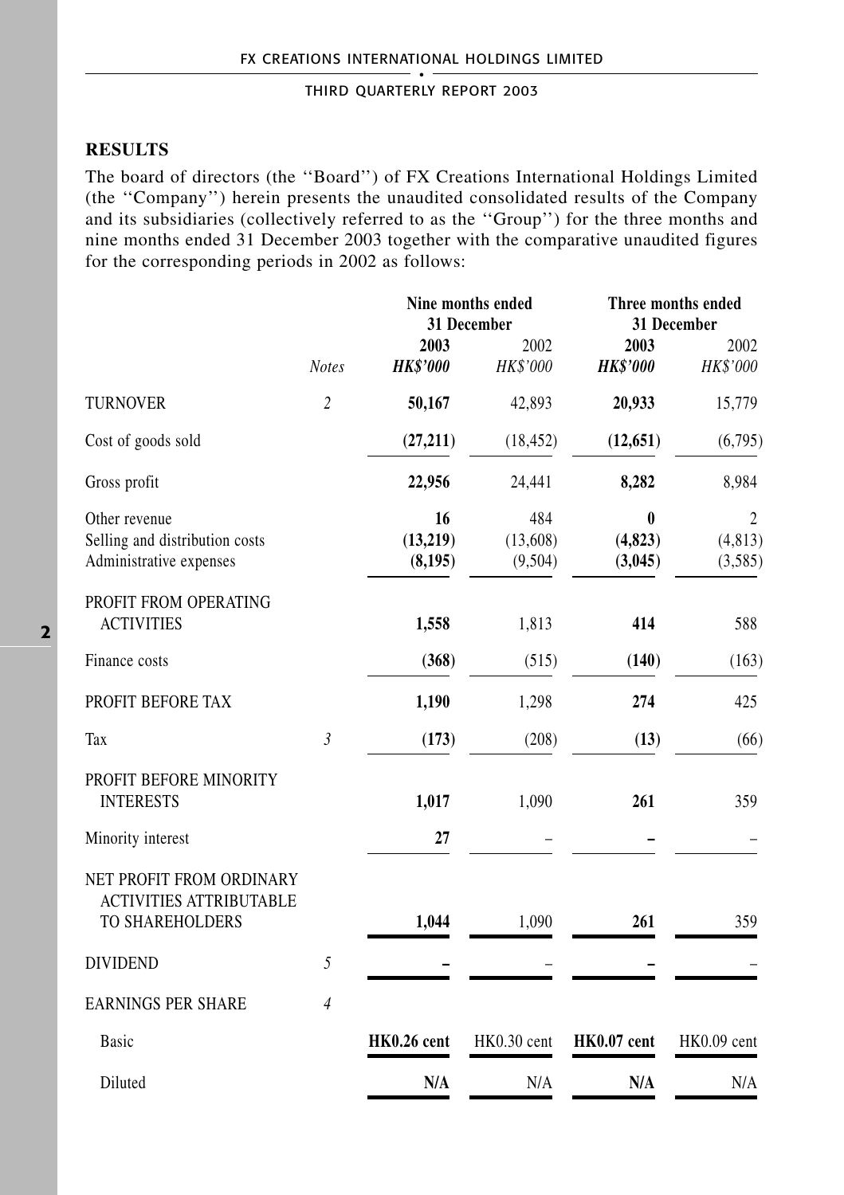## RESULTS

The board of directors (the ''Board'') of FX Creations International Holdings Limited (the ''Company'') herein presents the unaudited consolidated results of the Company and its subsidiaries (collectively referred to as the ''Group'') for the three months and nine months ended 31 December 2003 together with the comparative unaudited figures for the corresponding periods in 2002 as follows:

| | | Nine months ended 31 December | | Three months ended 31 December | |
|---|---|---|---|---|---|
| | | **2003** | 2002 | **2003** | 2002 |
| | *Notes* | ***HK$'000*** | *HK$'000* | ***HK$'000*** | *HK$'000* |
| TURNOVER | *2* | **50,167** | 42,893 | **20,933** | 15,779 |
| Cost of goods sold | | **(27,211)** | (18,452) | **(12,651)** | (6,795) |
| Gross profit | | **22,956** | 24,441 | **8,282** | 8,984 |
| Other revenue | | **16** | 484 | **0** | 2 |
| Selling and distribution costs | | **(13,219)** | (13,608) | **(4,823)** | (4,813) |
| Administrative expenses | | **(8,195)** | (9,504) | **(3,045)** | (3,585) |
| PROFIT FROM OPERATING ACTIVITIES | | **1,558** | 1,813 | **414** | 588 |
| Finance costs | | **(368)** | (515) | **(140)** | (163) |
| PROFIT BEFORE TAX | | **1,190** | 1,298 | **274** | 425 |
| Tax | *3* | **(173)** | (208) | **(13)** | (66) |
| PROFIT BEFORE MINORITY INTERESTS | | **1,017** | 1,090 | **261** | 359 |
| Minority interest | | **27** | – | **–** | – |
| NET PROFIT FROM ORDINARY ACTIVITIES ATTRIBUTABLE TO SHAREHOLDERS | | **1,044** | 1,090 | **261** | 359 |
| DIVIDEND | *5* | **–** | – | **–** | – |
| EARNINGS PER SHARE | *4* | | | | |
| Basic | | **HK0.26 cent** | HK0.30 cent | **HK0.07 cent** | HK0.09 cent |
| Diluted | | **N/A** | N/A | **N/A** | N/A |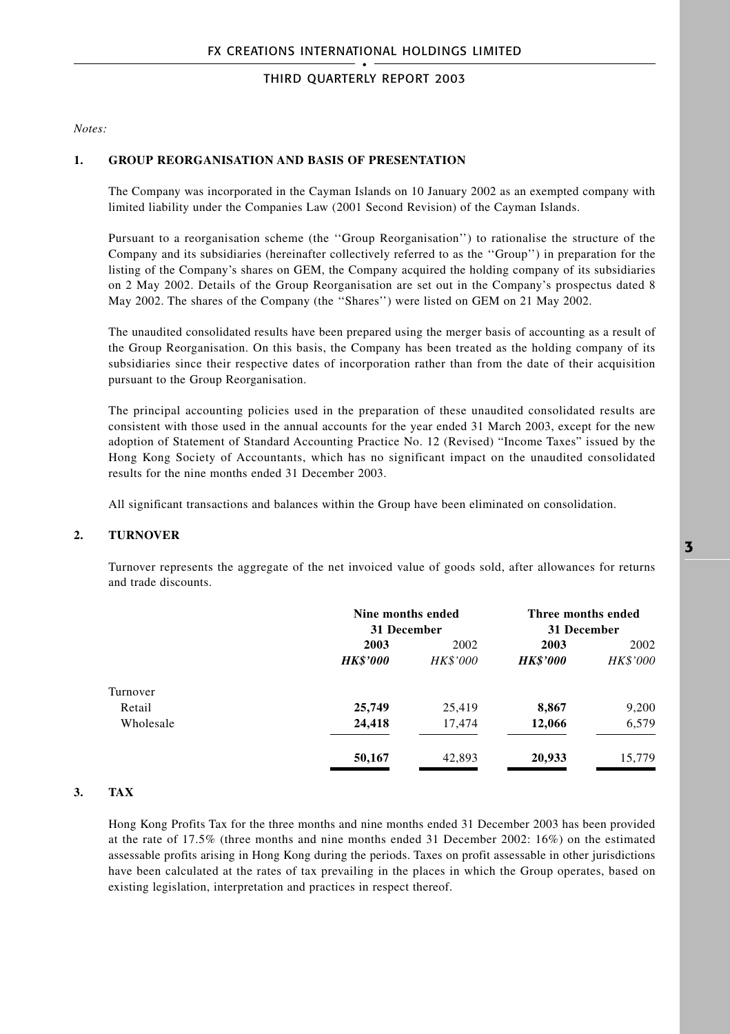*Notes:*

## 1. GROUP REORGANISATION AND BASIS OF PRESENTATION

The Company was incorporated in the Cayman Islands on 10 January 2002 as an exempted company with limited liability under the Companies Law (2001 Second Revision) of the Cayman Islands.

Pursuant to a reorganisation scheme (the ''Group Reorganisation'') to rationalise the structure of the Company and its subsidiaries (hereinafter collectively referred to as the ''Group'') in preparation for the listing of the Company's shares on GEM, the Company acquired the holding company of its subsidiaries on 2 May 2002. Details of the Group Reorganisation are set out in the Company's prospectus dated 8 May 2002. The shares of the Company (the ''Shares'') were listed on GEM on 21 May 2002.

The unaudited consolidated results have been prepared using the merger basis of accounting as a result of the Group Reorganisation. On this basis, the Company has been treated as the holding company of its subsidiaries since their respective dates of incorporation rather than from the date of their acquisition pursuant to the Group Reorganisation.

The principal accounting policies used in the preparation of these unaudited consolidated results are consistent with those used in the annual accounts for the year ended 31 March 2003, except for the new adoption of Statement of Standard Accounting Practice No. 12 (Revised) "Income Taxes" issued by the Hong Kong Society of Accountants, which has no significant impact on the unaudited consolidated results for the nine months ended 31 December 2003.

All significant transactions and balances within the Group have been eliminated on consolidation.

## 2. TURNOVER

Turnover represents the aggregate of the net invoiced value of goods sold, after allowances for returns and trade discounts.

| | **Nine months ended 31 December** | | **Three months ended 31 December** | |
|---|---|---|---|---|
| | **2003** | 2002 | **2003** | 2002 |
| | ***HK$'000*** | *HK$'000* | ***HK$'000*** | *HK$'000* |
| Turnover | | | | |
| Retail | **25,749** | 25,419 | **8,867** | 9,200 |
| Wholesale | **24,418** | 17,474 | **12,066** | 6,579 |
| | **50,167** | 42,893 | **20,933** | 15,779 |

## 3. TAX

Hong Kong Profits Tax for the three months and nine months ended 31 December 2003 has been provided at the rate of 17.5% (three months and nine months ended 31 December 2002: 16%) on the estimated assessable profits arising in Hong Kong during the periods. Taxes on profit assessable in other jurisdictions have been calculated at the rates of tax prevailing in the places in which the Group operates, based on existing legislation, interpretation and practices in respect thereof.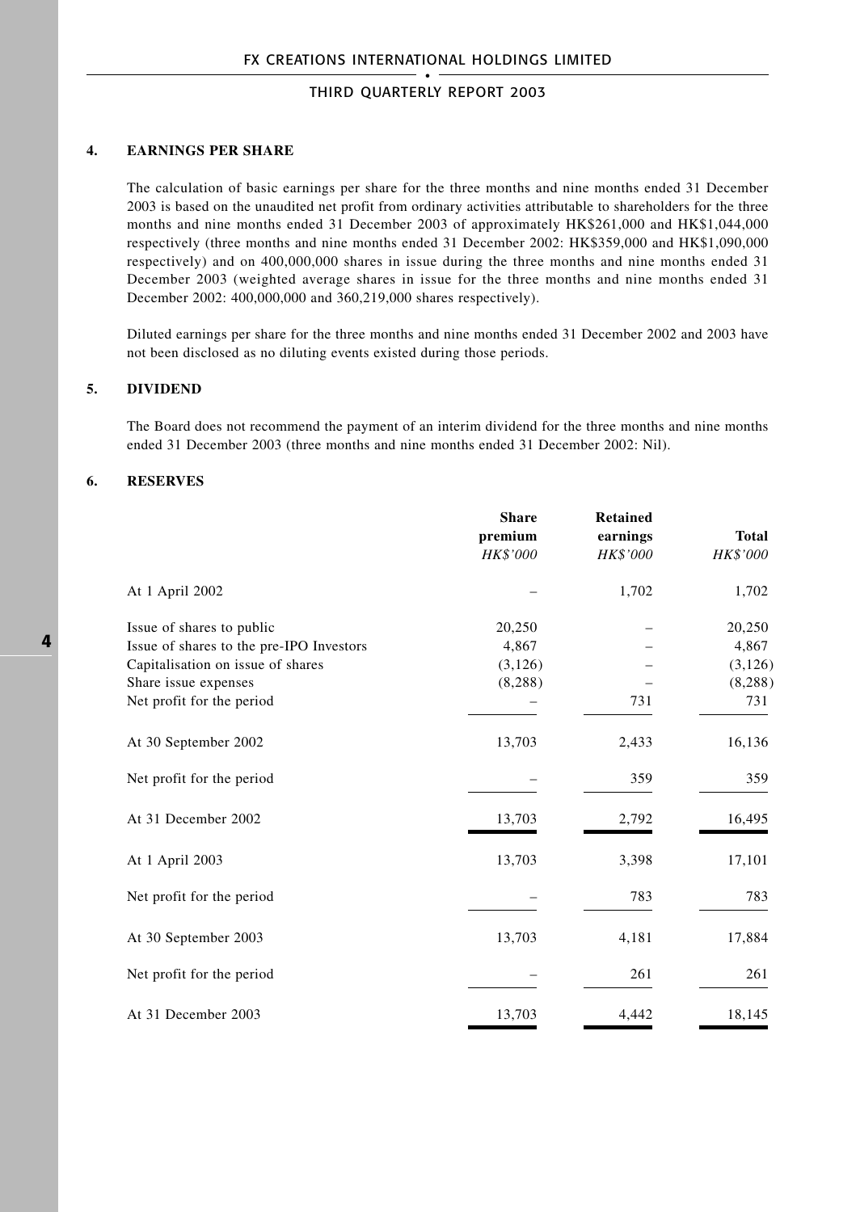## 4. EARNINGS PER SHARE

The calculation of basic earnings per share for the three months and nine months ended 31 December 2003 is based on the unaudited net profit from ordinary activities attributable to shareholders for the three months and nine months ended 31 December 2003 of approximately HK$261,000 and HK$1,044,000 respectively (three months and nine months ended 31 December 2002: HK$359,000 and HK$1,090,000 respectively) and on 400,000,000 shares in issue during the three months and nine months ended 31 December 2003 (weighted average shares in issue for the three months and nine months ended 31 December 2002: 400,000,000 and 360,219,000 shares respectively).

Diluted earnings per share for the three months and nine months ended 31 December 2002 and 2003 have not been disclosed as no diluting events existed during those periods.

## 5. DIVIDEND

The Board does not recommend the payment of an interim dividend for the three months and nine months ended 31 December 2003 (three months and nine months ended 31 December 2002: Nil).

## 6. RESERVES

| | Share premium *HK$'000* | Retained earnings *HK$'000* | Total *HK$'000* |
|---|---|---|---|
| At 1 April 2002 | – | 1,702 | 1,702 |
| Issue of shares to public | 20,250 | – | 20,250 |
| Issue of shares to the pre-IPO Investors | 4,867 | – | 4,867 |
| Capitalisation on issue of shares | (3,126) | – | (3,126) |
| Share issue expenses | (8,288) | – | (8,288) |
| Net profit for the period | – | 731 | 731 |
| At 30 September 2002 | 13,703 | 2,433 | 16,136 |
| Net profit for the period | – | 359 | 359 |
| At 31 December 2002 | 13,703 | 2,792 | 16,495 |
| At 1 April 2003 | 13,703 | 3,398 | 17,101 |
| Net profit for the period | – | 783 | 783 |
| At 30 September 2003 | 13,703 | 4,181 | 17,884 |
| Net profit for the period | – | 261 | 261 |
| At 31 December 2003 | 13,703 | 4,442 | 18,145 |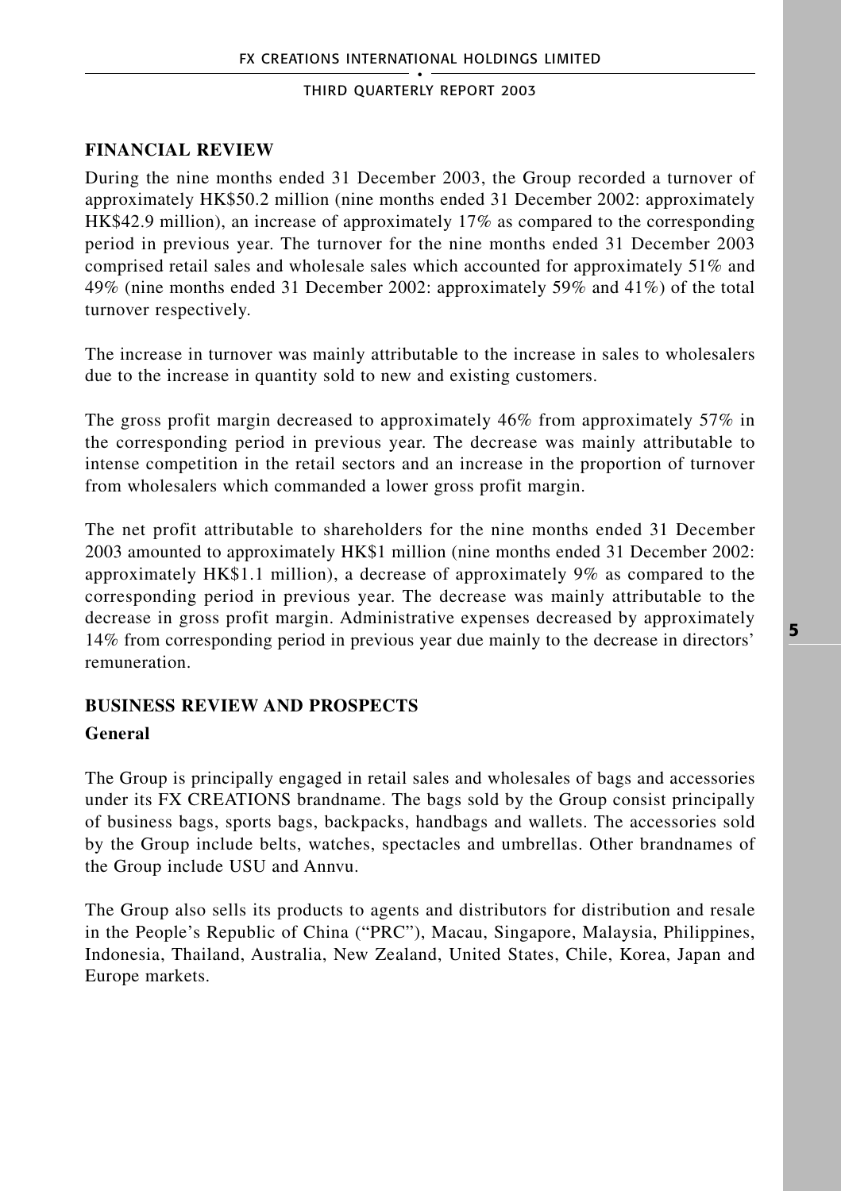## FINANCIAL REVIEW

During the nine months ended 31 December 2003, the Group recorded a turnover of approximately HK$50.2 million (nine months ended 31 December 2002: approximately HK$42.9 million), an increase of approximately 17% as compared to the corresponding period in previous year. The turnover for the nine months ended 31 December 2003 comprised retail sales and wholesale sales which accounted for approximately 51% and 49% (nine months ended 31 December 2002: approximately 59% and 41%) of the total turnover respectively.

The increase in turnover was mainly attributable to the increase in sales to wholesalers due to the increase in quantity sold to new and existing customers.

The gross profit margin decreased to approximately 46% from approximately 57% in the corresponding period in previous year. The decrease was mainly attributable to intense competition in the retail sectors and an increase in the proportion of turnover from wholesalers which commanded a lower gross profit margin.

The net profit attributable to shareholders for the nine months ended 31 December 2003 amounted to approximately HK$1 million (nine months ended 31 December 2002: approximately HK$1.1 million), a decrease of approximately 9% as compared to the corresponding period in previous year. The decrease was mainly attributable to the decrease in gross profit margin. Administrative expenses decreased by approximately 14% from corresponding period in previous year due mainly to the decrease in directors' remuneration.

## BUSINESS REVIEW AND PROSPECTS

### General

The Group is principally engaged in retail sales and wholesales of bags and accessories under its FX CREATIONS brandname. The bags sold by the Group consist principally of business bags, sports bags, backpacks, handbags and wallets. The accessories sold by the Group include belts, watches, spectacles and umbrellas. Other brandnames of the Group include USU and Annvu.

The Group also sells its products to agents and distributors for distribution and resale in the People's Republic of China ("PRC"), Macau, Singapore, Malaysia, Philippines, Indonesia, Thailand, Australia, New Zealand, United States, Chile, Korea, Japan and Europe markets.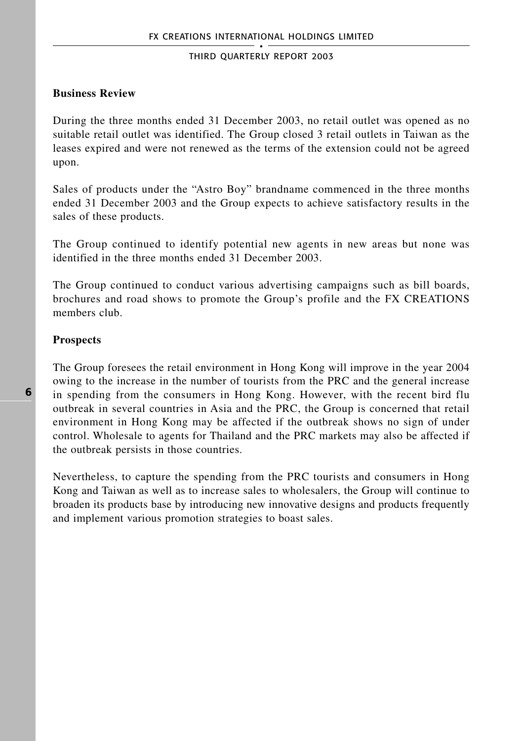**Business Review**

During the three months ended 31 December 2003, no retail outlet was opened as no suitable retail outlet was identified. The Group closed 3 retail outlets in Taiwan as the leases expired and were not renewed as the terms of the extension could not be agreed upon.

Sales of products under the "Astro Boy" brandname commenced in the three months ended 31 December 2003 and the Group expects to achieve satisfactory results in the sales of these products.

The Group continued to identify potential new agents in new areas but none was identified in the three months ended 31 December 2003.

The Group continued to conduct various advertising campaigns such as bill boards, brochures and road shows to promote the Group's profile and the FX CREATIONS members club.

**Prospects**

The Group foresees the retail environment in Hong Kong will improve in the year 2004 owing to the increase in the number of tourists from the PRC and the general increase in spending from the consumers in Hong Kong. However, with the recent bird flu outbreak in several countries in Asia and the PRC, the Group is concerned that retail environment in Hong Kong may be affected if the outbreak shows no sign of under control. Wholesale to agents for Thailand and the PRC markets may also be affected if the outbreak persists in those countries.

Nevertheless, to capture the spending from the PRC tourists and consumers in Hong Kong and Taiwan as well as to increase sales to wholesalers, the Group will continue to broaden its products base by introducing new innovative designs and products frequently and implement various promotion strategies to boast sales.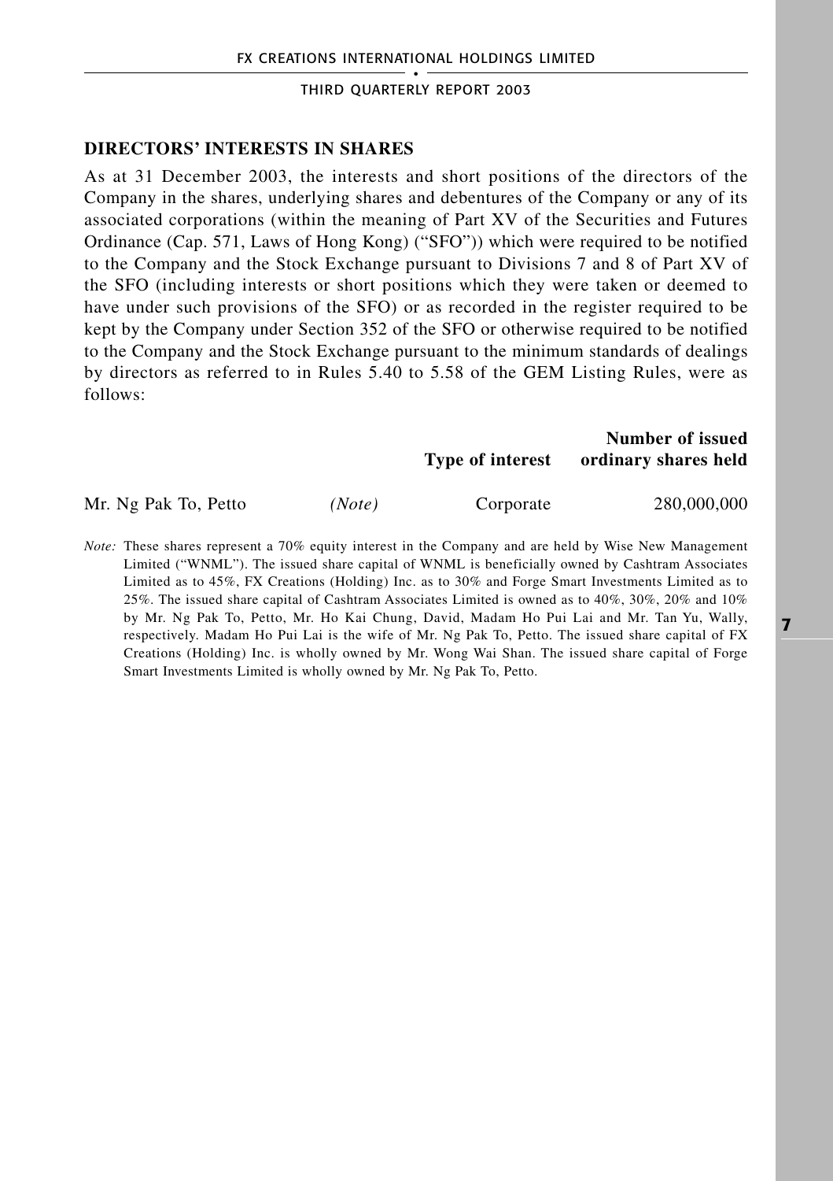## DIRECTORS' INTERESTS IN SHARES

As at 31 December 2003, the interests and short positions of the directors of the Company in the shares, underlying shares and debentures of the Company or any of its associated corporations (within the meaning of Part XV of the Securities and Futures Ordinance (Cap. 571, Laws of Hong Kong) ("SFO")) which were required to be notified to the Company and the Stock Exchange pursuant to Divisions 7 and 8 of Part XV of the SFO (including interests or short positions which they were taken or deemed to have under such provisions of the SFO) or as recorded in the register required to be kept by the Company under Section 352 of the SFO or otherwise required to be notified to the Company and the Stock Exchange pursuant to the minimum standards of dealings by directors as referred to in Rules 5.40 to 5.58 of the GEM Listing Rules, were as follows:

| | | Type of interest | Number of issued ordinary shares held |
|---|---|---|---|
| Mr. Ng Pak To, Petto | *(Note)* | Corporate | 280,000,000 |

*Note:* These shares represent a 70% equity interest in the Company and are held by Wise New Management Limited ("WNML"). The issued share capital of WNML is beneficially owned by Cashtram Associates Limited as to 45%, FX Creations (Holding) Inc. as to 30% and Forge Smart Investments Limited as to 25%. The issued share capital of Cashtram Associates Limited is owned as to 40%, 30%, 20% and 10% by Mr. Ng Pak To, Petto, Mr. Ho Kai Chung, David, Madam Ho Pui Lai and Mr. Tan Yu, Wally, respectively. Madam Ho Pui Lai is the wife of Mr. Ng Pak To, Petto. The issued share capital of FX Creations (Holding) Inc. is wholly owned by Mr. Wong Wai Shan. The issued share capital of Forge Smart Investments Limited is wholly owned by Mr. Ng Pak To, Petto.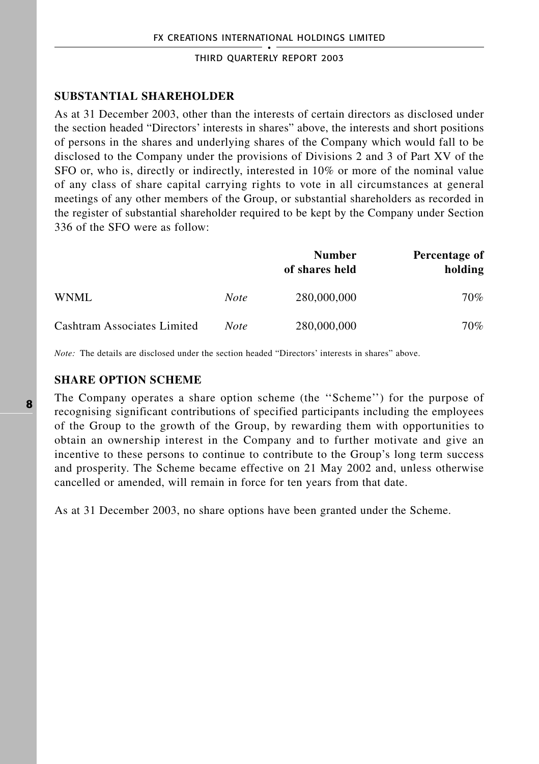## SUBSTANTIAL SHAREHOLDER

As at 31 December 2003, other than the interests of certain directors as disclosed under the section headed "Directors' interests in shares" above, the interests and short positions of persons in the shares and underlying shares of the Company which would fall to be disclosed to the Company under the provisions of Divisions 2 and 3 of Part XV of the SFO or, who is, directly or indirectly, interested in 10% or more of the nominal value of any class of share capital carrying rights to vote in all circumstances at general meetings of any other members of the Group, or substantial shareholders as recorded in the register of substantial shareholder required to be kept by the Company under Section 336 of the SFO were as follow:

| | | Number of shares held | Percentage of holding |
|---|---|---|---|
| WNML | *Note* | 280,000,000 | 70% |
| Cashtram Associates Limited | *Note* | 280,000,000 | 70% |

*Note:* The details are disclosed under the section headed "Directors' interests in shares" above.

## SHARE OPTION SCHEME

The Company operates a share option scheme (the ''Scheme'') for the purpose of recognising significant contributions of specified participants including the employees of the Group to the growth of the Group, by rewarding them with opportunities to obtain an ownership interest in the Company and to further motivate and give an incentive to these persons to continue to contribute to the Group's long term success and prosperity. The Scheme became effective on 21 May 2002 and, unless otherwise cancelled or amended, will remain in force for ten years from that date.

As at 31 December 2003, no share options have been granted under the Scheme.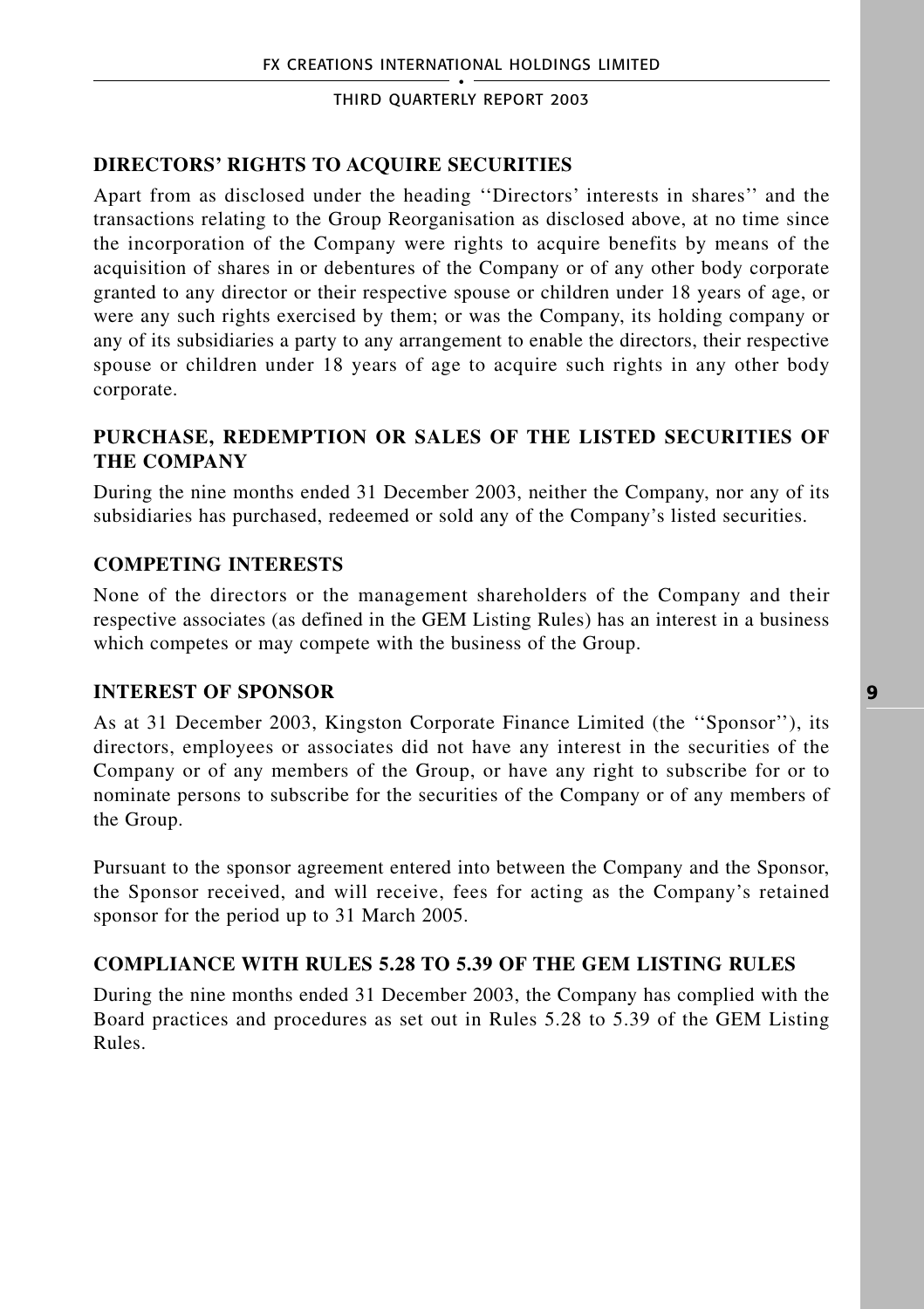## DIRECTORS' RIGHTS TO ACQUIRE SECURITIES

Apart from as disclosed under the heading ''Directors' interests in shares'' and the transactions relating to the Group Reorganisation as disclosed above, at no time since the incorporation of the Company were rights to acquire benefits by means of the acquisition of shares in or debentures of the Company or of any other body corporate granted to any director or their respective spouse or children under 18 years of age, or were any such rights exercised by them; or was the Company, its holding company or any of its subsidiaries a party to any arrangement to enable the directors, their respective spouse or children under 18 years of age to acquire such rights in any other body corporate.

## PURCHASE, REDEMPTION OR SALES OF THE LISTED SECURITIES OF THE COMPANY

During the nine months ended 31 December 2003, neither the Company, nor any of its subsidiaries has purchased, redeemed or sold any of the Company's listed securities.

## COMPETING INTERESTS

None of the directors or the management shareholders of the Company and their respective associates (as defined in the GEM Listing Rules) has an interest in a business which competes or may compete with the business of the Group.

## INTEREST OF SPONSOR

As at 31 December 2003, Kingston Corporate Finance Limited (the ''Sponsor''), its directors, employees or associates did not have any interest in the securities of the Company or of any members of the Group, or have any right to subscribe for or to nominate persons to subscribe for the securities of the Company or of any members of the Group.

Pursuant to the sponsor agreement entered into between the Company and the Sponsor, the Sponsor received, and will receive, fees for acting as the Company's retained sponsor for the period up to 31 March 2005.

## COMPLIANCE WITH RULES 5.28 TO 5.39 OF THE GEM LISTING RULES

During the nine months ended 31 December 2003, the Company has complied with the Board practices and procedures as set out in Rules 5.28 to 5.39 of the GEM Listing Rules.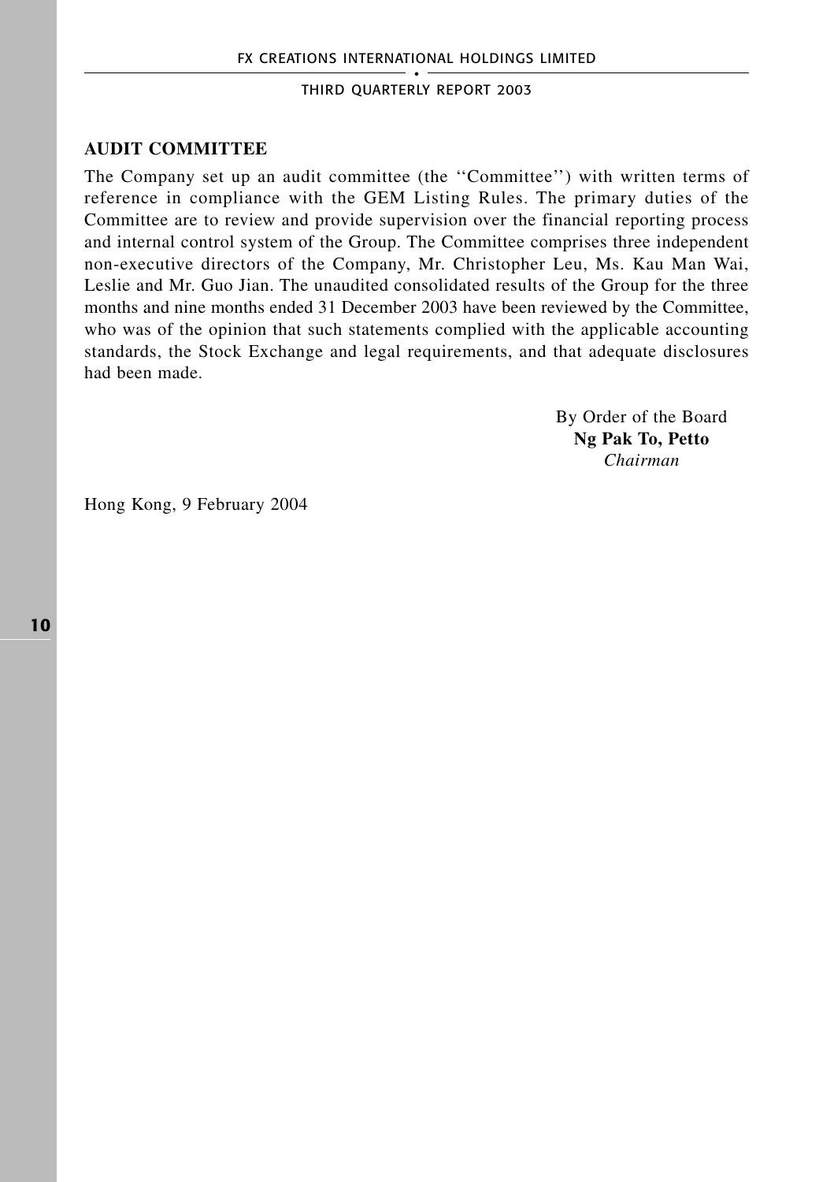## AUDIT COMMITTEE

The Company set up an audit committee (the ''Committee'') with written terms of reference in compliance with the GEM Listing Rules. The primary duties of the Committee are to review and provide supervision over the financial reporting process and internal control system of the Group. The Committee comprises three independent non-executive directors of the Company, Mr. Christopher Leu, Ms. Kau Man Wai, Leslie and Mr. Guo Jian. The unaudited consolidated results of the Group for the three months and nine months ended 31 December 2003 have been reviewed by the Committee, who was of the opinion that such statements complied with the applicable accounting standards, the Stock Exchange and legal requirements, and that adequate disclosures had been made.

By Order of the Board
**Ng Pak To, Petto**
*Chairman*

Hong Kong, 9 February 2004